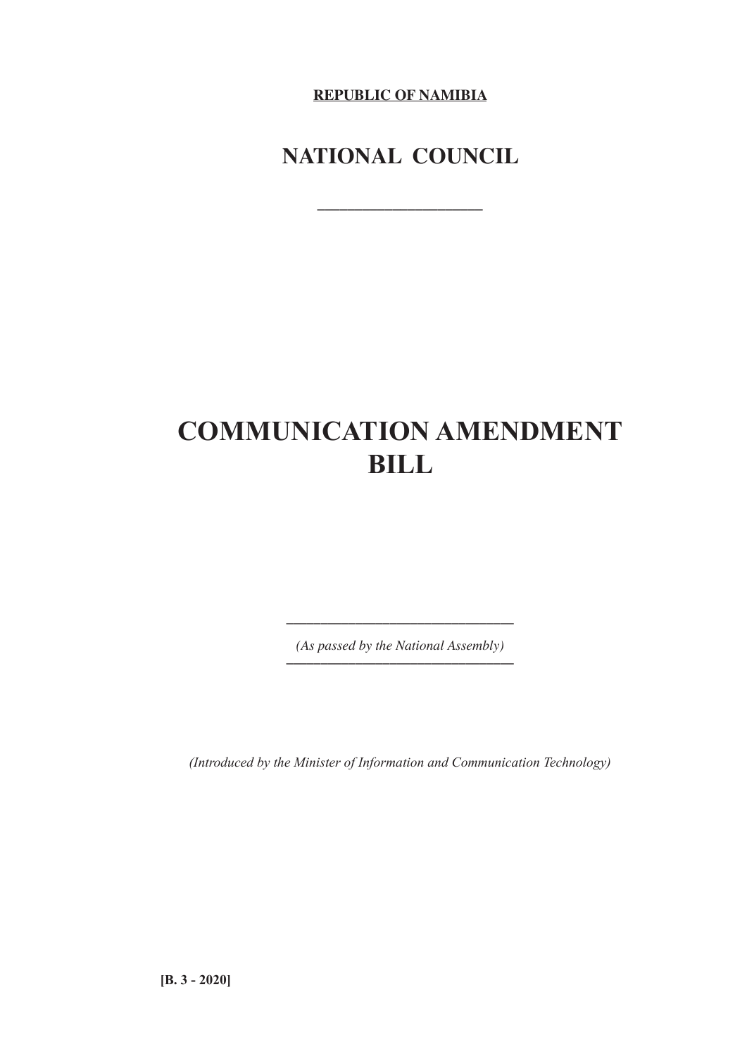**REPUBLIC OF NAMIBIA**

## NATIONAL COUNCIL

---

# COMMUNICATION AMENDMENT BILL

---

*(As passed by the National Assembly)*

---

*(Introduced by the Minister of Information and Communication Technology)*

**[B. 3 - 2020]**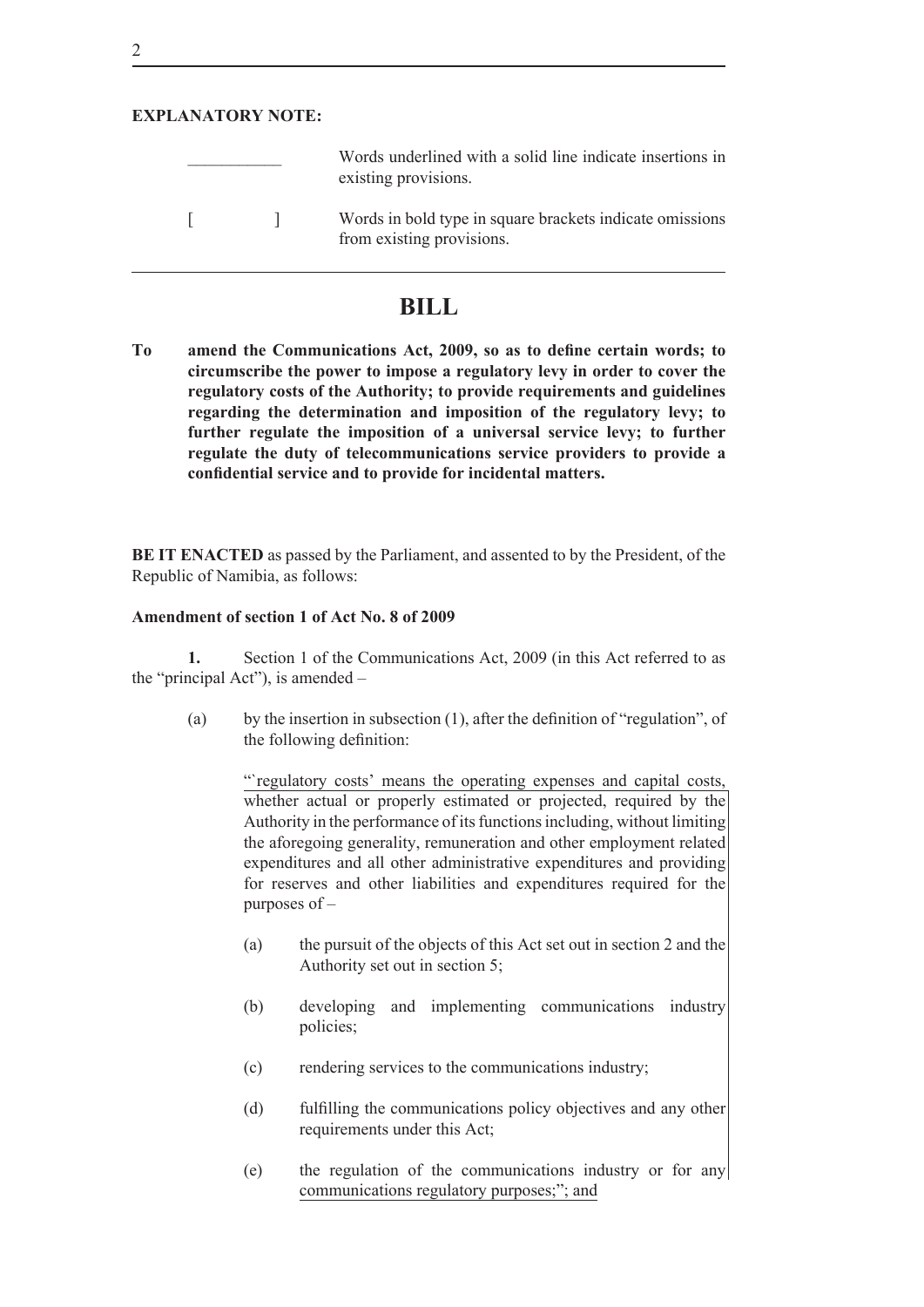**EXPLANATORY NOTE:**

| | |
|---|---|
| ___________ | Words underlined with a solid line indicate insertions in existing provisions. |
| [ ] | Words in bold type in square brackets indicate omissions from existing provisions. |

# BILL

**To amend the Communications Act, 2009, so as to define certain words; to circumscribe the power to impose a regulatory levy in order to cover the regulatory costs of the Authority; to provide requirements and guidelines regarding the determination and imposition of the regulatory levy; to further regulate the imposition of a universal service levy; to further regulate the duty of telecommunications service providers to provide a confidential service and to provide for incidental matters.**

**BE IT ENACTED** as passed by the Parliament, and assented to by the President, of the Republic of Namibia, as follows:

**Amendment of section 1 of Act No. 8 of 2009**

**1.** Section 1 of the Communications Act, 2009 (in this Act referred to as the "principal Act"), is amended –

(a) by the insertion in subsection (1), after the definition of "regulation", of the following definition:

"'regulatory costs' means the operating expenses and capital costs, whether actual or properly estimated or projected, required by the Authority in the performance of its functions including, without limiting the aforegoing generality, remuneration and other employment related expenditures and all other administrative expenditures and providing for reserves and other liabilities and expenditures required for the purposes of –

(a) the pursuit of the objects of this Act set out in section 2 and the Authority set out in section 5;

(b) developing and implementing communications industry policies;

(c) rendering services to the communications industry;

(d) fulfilling the communications policy objectives and any other requirements under this Act;

(e) the regulation of the communications industry or for any communications regulatory purposes;"; and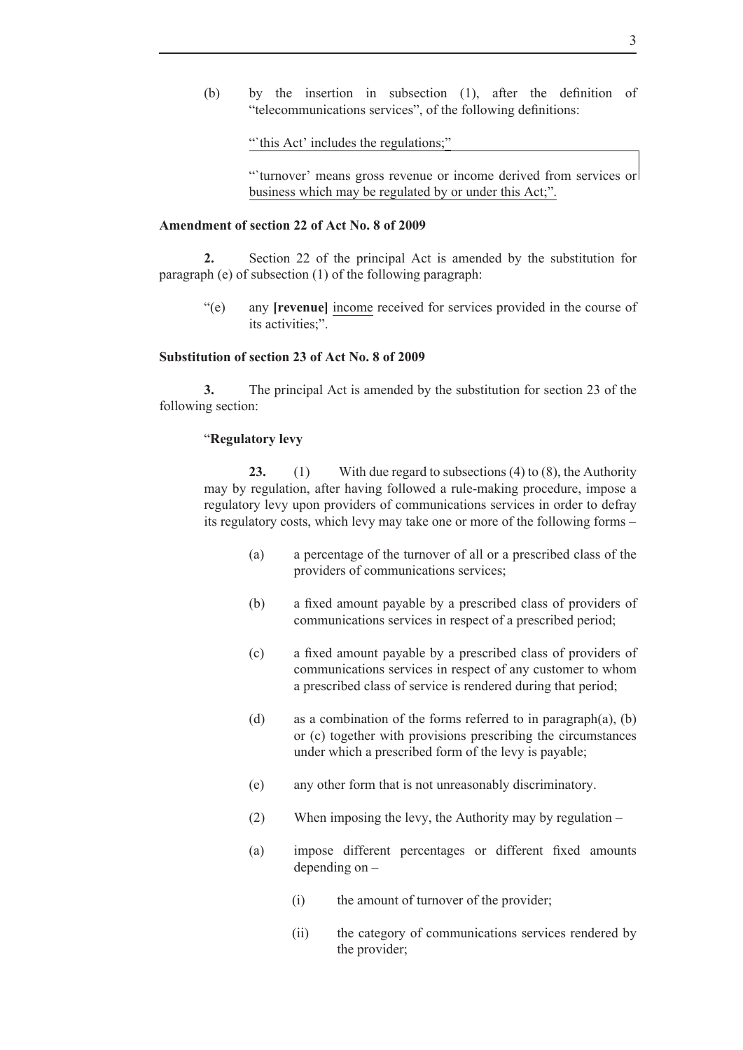(b) by the insertion in subsection (1), after the definition of "telecommunications services", of the following definitions:

"`this Act' includes the regulations;"

"`turnover' means gross revenue or income derived from services or business which may be regulated by or under this Act;".

**Amendment of section 22 of Act No. 8 of 2009**

**2.** Section 22 of the principal Act is amended by the substitution for paragraph (e) of subsection (1) of the following paragraph:

"(e) any **[revenue]** income received for services provided in the course of its activities;".

**Substitution of section 23 of Act No. 8 of 2009**

**3.** The principal Act is amended by the substitution for section 23 of the following section:

"**Regulatory levy**

**23.** (1) With due regard to subsections (4) to (8), the Authority may by regulation, after having followed a rule-making procedure, impose a regulatory levy upon providers of communications services in order to defray its regulatory costs, which levy may take one or more of the following forms –

(a) a percentage of the turnover of all or a prescribed class of the providers of communications services;

(b) a fixed amount payable by a prescribed class of providers of communications services in respect of a prescribed period;

(c) a fixed amount payable by a prescribed class of providers of communications services in respect of any customer to whom a prescribed class of service is rendered during that period;

(d) as a combination of the forms referred to in paragraph(a), (b) or (c) together with provisions prescribing the circumstances under which a prescribed form of the levy is payable;

(e) any other form that is not unreasonably discriminatory.

(2) When imposing the levy, the Authority may by regulation –

(a) impose different percentages or different fixed amounts depending on –

(i) the amount of turnover of the provider;

(ii) the category of communications services rendered by the provider;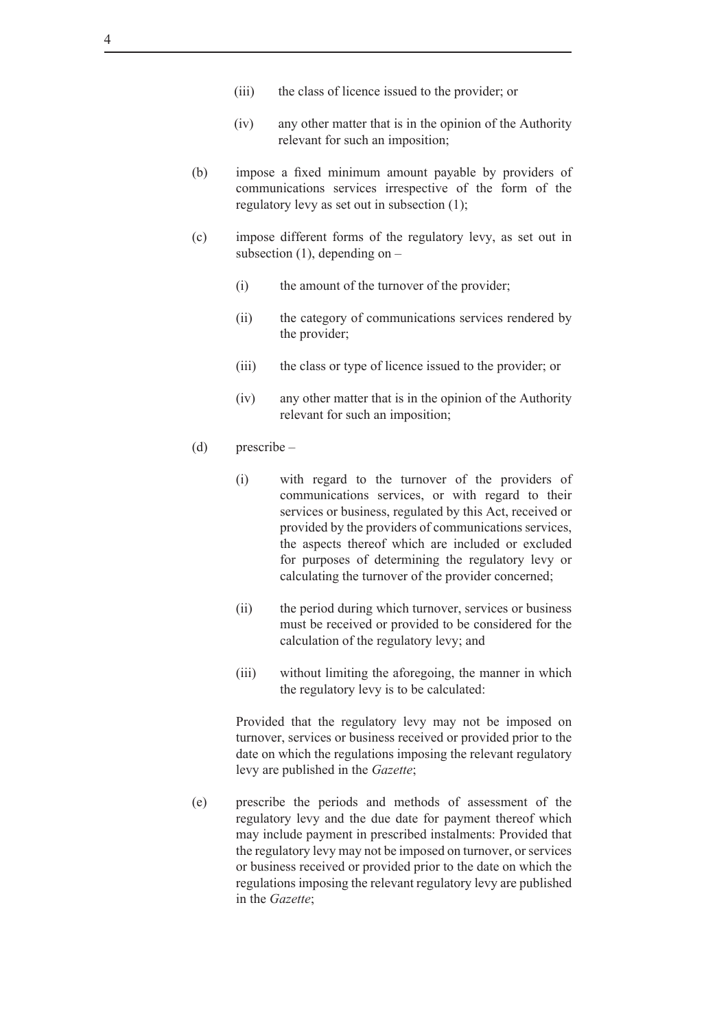(iii) the class of licence issued to the provider; or

(iv) any other matter that is in the opinion of the Authority relevant for such an imposition;

(b) impose a fixed minimum amount payable by providers of communications services irrespective of the form of the regulatory levy as set out in subsection (1);

(c) impose different forms of the regulatory levy, as set out in subsection (1), depending on –

(i) the amount of the turnover of the provider;

(ii) the category of communications services rendered by the provider;

(iii) the class or type of licence issued to the provider; or

(iv) any other matter that is in the opinion of the Authority relevant for such an imposition;

(d) prescribe –

(i) with regard to the turnover of the providers of communications services, or with regard to their services or business, regulated by this Act, received or provided by the providers of communications services, the aspects thereof which are included or excluded for purposes of determining the regulatory levy or calculating the turnover of the provider concerned;

(ii) the period during which turnover, services or business must be received or provided to be considered for the calculation of the regulatory levy; and

(iii) without limiting the aforegoing, the manner in which the regulatory levy is to be calculated:

Provided that the regulatory levy may not be imposed on turnover, services or business received or provided prior to the date on which the regulations imposing the relevant regulatory levy are published in the *Gazette*;

(e) prescribe the periods and methods of assessment of the regulatory levy and the due date for payment thereof which may include payment in prescribed instalments: Provided that the regulatory levy may not be imposed on turnover, or services or business received or provided prior to the date on which the regulations imposing the relevant regulatory levy are published in the *Gazette*;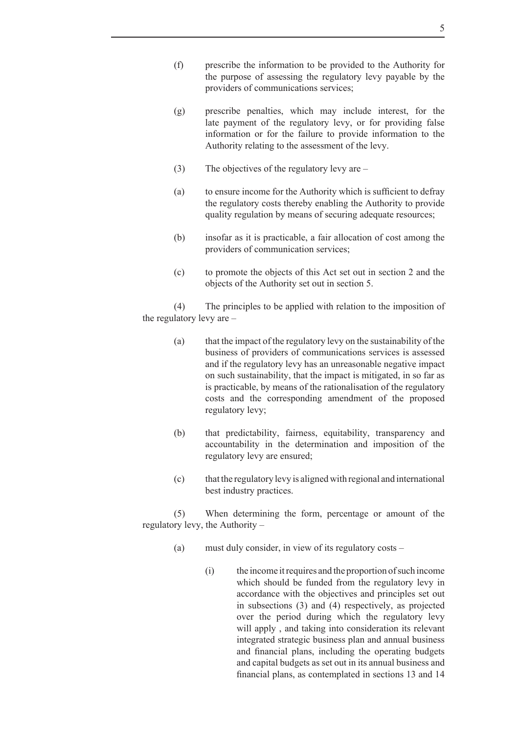(f) prescribe the information to be provided to the Authority for the purpose of assessing the regulatory levy payable by the providers of communications services;

(g) prescribe penalties, which may include interest, for the late payment of the regulatory levy, or for providing false information or for the failure to provide information to the Authority relating to the assessment of the levy.

(3) The objectives of the regulatory levy are –

(a) to ensure income for the Authority which is sufficient to defray the regulatory costs thereby enabling the Authority to provide quality regulation by means of securing adequate resources;

(b) insofar as it is practicable, a fair allocation of cost among the providers of communication services;

(c) to promote the objects of this Act set out in section 2 and the objects of the Authority set out in section 5.

(4) The principles to be applied with relation to the imposition of the regulatory levy are –

(a) that the impact of the regulatory levy on the sustainability of the business of providers of communications services is assessed and if the regulatory levy has an unreasonable negative impact on such sustainability, that the impact is mitigated, in so far as is practicable, by means of the rationalisation of the regulatory costs and the corresponding amendment of the proposed regulatory levy;

(b) that predictability, fairness, equitability, transparency and accountability in the determination and imposition of the regulatory levy are ensured;

(c) that the regulatory levy is aligned with regional and international best industry practices.

(5) When determining the form, percentage or amount of the regulatory levy, the Authority –

(a) must duly consider, in view of its regulatory costs –

(i) the income it requires and the proportion of such income which should be funded from the regulatory levy in accordance with the objectives and principles set out in subsections (3) and (4) respectively, as projected over the period during which the regulatory levy will apply , and taking into consideration its relevant integrated strategic business plan and annual business and financial plans, including the operating budgets and capital budgets as set out in its annual business and financial plans, as contemplated in sections 13 and 14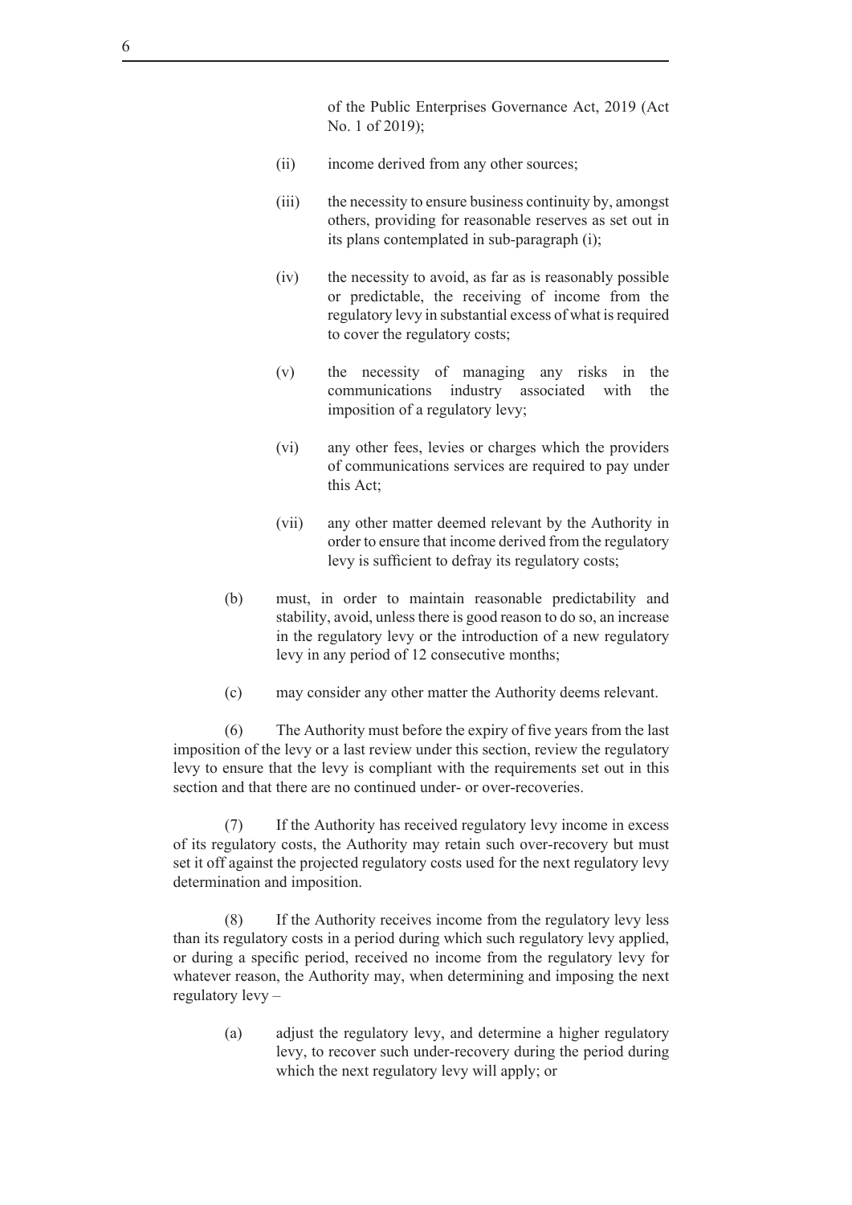of the Public Enterprises Governance Act, 2019 (Act No. 1 of 2019);

(ii) income derived from any other sources;

(iii) the necessity to ensure business continuity by, amongst others, providing for reasonable reserves as set out in its plans contemplated in sub-paragraph (i);

(iv) the necessity to avoid, as far as is reasonably possible or predictable, the receiving of income from the regulatory levy in substantial excess of what is required to cover the regulatory costs;

(v) the necessity of managing any risks in the communications industry associated with the imposition of a regulatory levy;

(vi) any other fees, levies or charges which the providers of communications services are required to pay under this Act;

(vii) any other matter deemed relevant by the Authority in order to ensure that income derived from the regulatory levy is sufficient to defray its regulatory costs;

(b) must, in order to maintain reasonable predictability and stability, avoid, unless there is good reason to do so, an increase in the regulatory levy or the introduction of a new regulatory levy in any period of 12 consecutive months;

(c) may consider any other matter the Authority deems relevant.

(6) The Authority must before the expiry of five years from the last imposition of the levy or a last review under this section, review the regulatory levy to ensure that the levy is compliant with the requirements set out in this section and that there are no continued under- or over-recoveries.

(7) If the Authority has received regulatory levy income in excess of its regulatory costs, the Authority may retain such over-recovery but must set it off against the projected regulatory costs used for the next regulatory levy determination and imposition.

(8) If the Authority receives income from the regulatory levy less than its regulatory costs in a period during which such regulatory levy applied, or during a specific period, received no income from the regulatory levy for whatever reason, the Authority may, when determining and imposing the next regulatory levy –

(a) adjust the regulatory levy, and determine a higher regulatory levy, to recover such under-recovery during the period during which the next regulatory levy will apply; or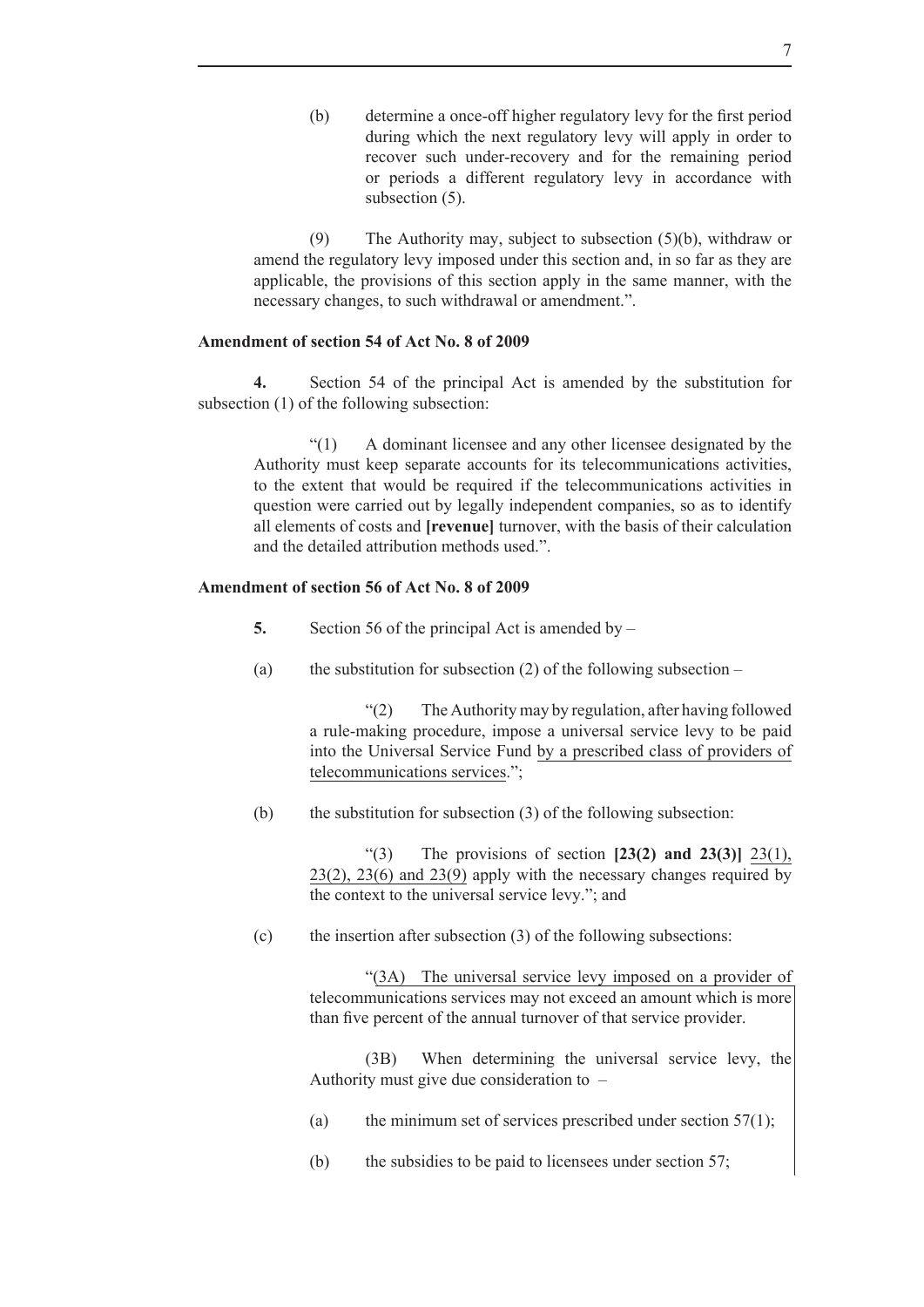(b) determine a once-off higher regulatory levy for the first period during which the next regulatory levy will apply in order to recover such under-recovery and for the remaining period or periods a different regulatory levy in accordance with subsection (5).

(9) The Authority may, subject to subsection (5)(b), withdraw or amend the regulatory levy imposed under this section and, in so far as they are applicable, the provisions of this section apply in the same manner, with the necessary changes, to such withdrawal or amendment.".

**Amendment of section 54 of Act No. 8 of 2009**

**4.** Section 54 of the principal Act is amended by the substitution for subsection (1) of the following subsection:

"(1) A dominant licensee and any other licensee designated by the Authority must keep separate accounts for its telecommunications activities, to the extent that would be required if the telecommunications activities in question were carried out by legally independent companies, so as to identify all elements of costs and **[revenue]** turnover, with the basis of their calculation and the detailed attribution methods used.".

**Amendment of section 56 of Act No. 8 of 2009**

**5.** Section 56 of the principal Act is amended by –

(a) the substitution for subsection (2) of the following subsection –

"(2) The Authority may by regulation, after having followed a rule-making procedure, impose a universal service levy to be paid into the Universal Service Fund <u>by a prescribed class of providers of telecommunications services</u>.";

(b) the substitution for subsection (3) of the following subsection:

"(3) The provisions of section **[23(2) and 23(3)]** <u>23(1), 23(2), 23(6) and 23(9)</u> apply with the necessary changes required by the context to the universal service levy."; and

(c) the insertion after subsection (3) of the following subsections:

"<u>(3A) The universal service levy imposed on a provider of telecommunications services may not exceed an amount which is more than five percent of the annual turnover of that service provider.</u>

<u>(3B) When determining the universal service levy, the Authority must give due consideration to –</u>

<u>(a) the minimum set of services prescribed under section 57(1);</u>

<u>(b) the subsidies to be paid to licensees under section 57;</u>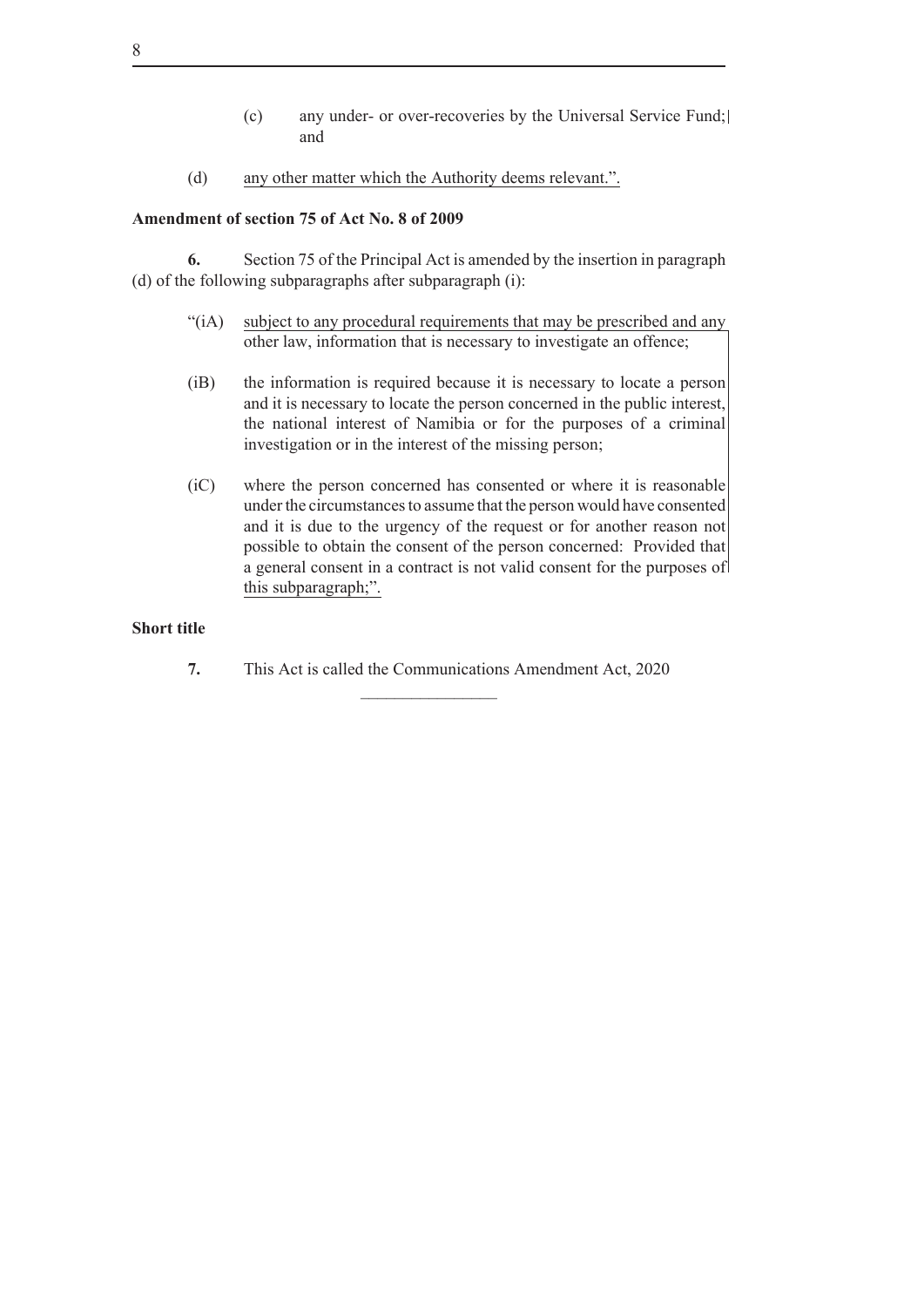(c) any under- or over-recoveries by the Universal Service Fund; and

(d) any other matter which the Authority deems relevant.".

**Amendment of section 75 of Act No. 8 of 2009**

**6.** Section 75 of the Principal Act is amended by the insertion in paragraph (d) of the following subparagraphs after subparagraph (i):

"(iA) subject to any procedural requirements that may be prescribed and any other law, information that is necessary to investigate an offence;

(iB) the information is required because it is necessary to locate a person and it is necessary to locate the person concerned in the public interest, the national interest of Namibia or for the purposes of a criminal investigation or in the interest of the missing person;

(iC) where the person concerned has consented or where it is reasonable under the circumstances to assume that the person would have consented and it is due to the urgency of the request or for another reason not possible to obtain the consent of the person concerned: Provided that a general consent in a contract is not valid consent for the purposes of this subparagraph;".

**Short title**

**7.** This Act is called the Communications Amendment Act, 2020

________________